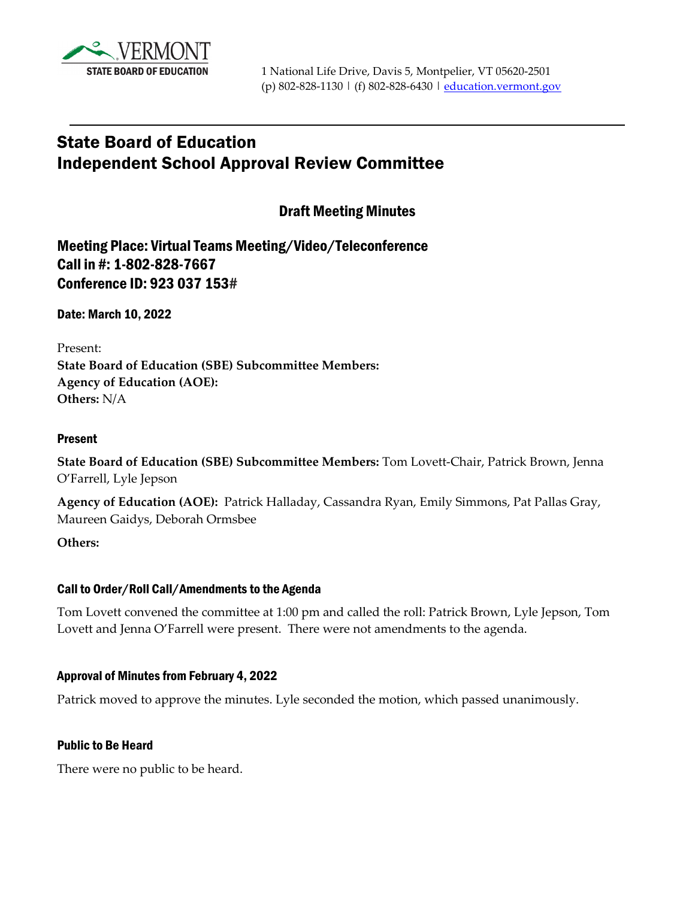VERMONT
STATE BOARD OF EDUCATION

1 National Life Drive, Davis 5, Montpelier, VT 05620-2501
(p) 802-828-1130 | (f) 802-828-6430 | education.vermont.gov

# State Board of Education
# Independent School Approval Review Committee

## Draft Meeting Minutes

## Meeting Place: Virtual Teams Meeting/Video/Teleconference
## Call in #: 1-802-828-7667
## Conference ID: 923 037 153#

**Date: March 10, 2022**

Present:
**State Board of Education (SBE) Subcommittee Members:**
**Agency of Education (AOE):**
**Others:** N/A

### Present

**State Board of Education (SBE) Subcommittee Members:** Tom Lovett-Chair, Patrick Brown, Jenna O'Farrell, Lyle Jepson

**Agency of Education (AOE):** Patrick Halladay, Cassandra Ryan, Emily Simmons, Pat Pallas Gray, Maureen Gaidys, Deborah Ormsbee

**Others:**

### Call to Order/Roll Call/Amendments to the Agenda

Tom Lovett convened the committee at 1:00 pm and called the roll: Patrick Brown, Lyle Jepson, Tom Lovett and Jenna O'Farrell were present. There were not amendments to the agenda.

### Approval of Minutes from February 4, 2022

Patrick moved to approve the minutes. Lyle seconded the motion, which passed unanimously.

### Public to Be Heard

There were no public to be heard.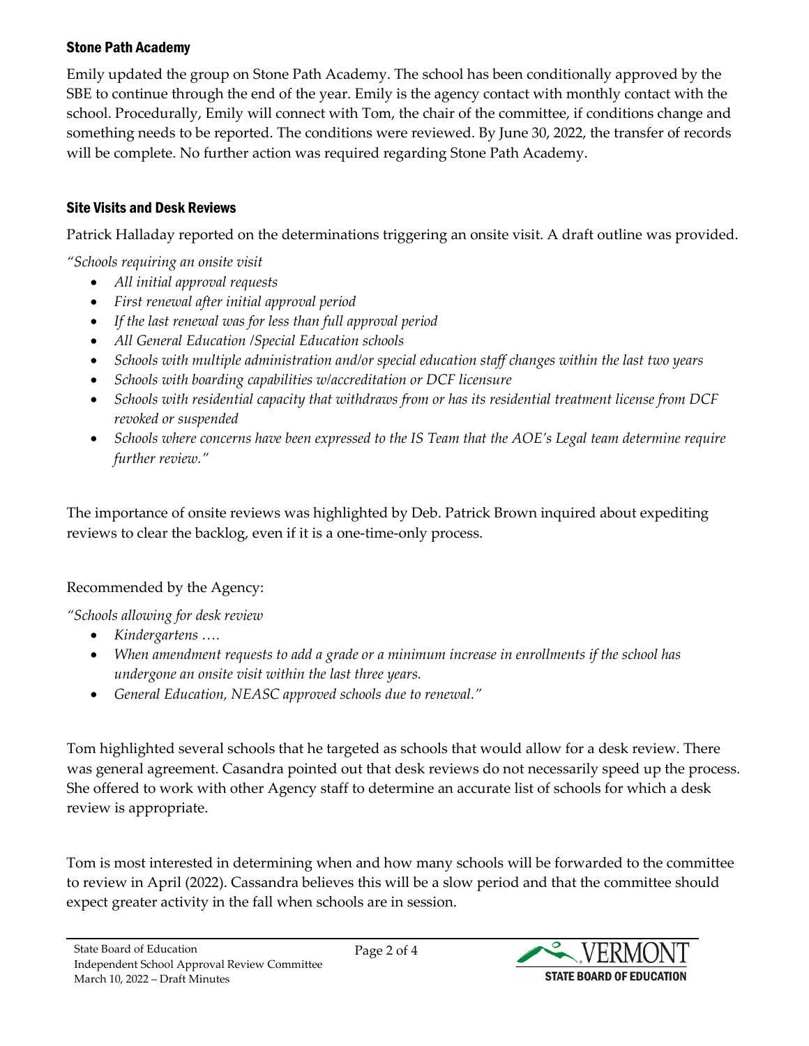### Stone Path Academy

Emily updated the group on Stone Path Academy. The school has been conditionally approved by the SBE to continue through the end of the year. Emily is the agency contact with monthly contact with the school. Procedurally, Emily will connect with Tom, the chair of the committee, if conditions change and something needs to be reported. The conditions were reviewed. By June 30, 2022, the transfer of records will be complete. No further action was required regarding Stone Path Academy.

### Site Visits and Desk Reviews

Patrick Halladay reported on the determinations triggering an onsite visit. A draft outline was provided.

*"Schools requiring an onsite visit*

- *All initial approval requests*
- *First renewal after initial approval period*
- *If the last renewal was for less than full approval period*
- *All General Education /Special Education schools*
- *Schools with multiple administration and/or special education staff changes within the last two years*
- *Schools with boarding capabilities w/accreditation or DCF licensure*
- *Schools with residential capacity that withdraws from or has its residential treatment license from DCF revoked or suspended*
- *Schools where concerns have been expressed to the IS Team that the AOE's Legal team determine require further review."*

The importance of onsite reviews was highlighted by Deb. Patrick Brown inquired about expediting reviews to clear the backlog, even if it is a one-time-only process.

Recommended by the Agency:

*"Schools allowing for desk review*

- *Kindergartens ….*
- *When amendment requests to add a grade or a minimum increase in enrollments if the school has undergone an onsite visit within the last three years.*
- *General Education, NEASC approved schools due to renewal."*

Tom highlighted several schools that he targeted as schools that would allow for a desk review. There was general agreement. Casandra pointed out that desk reviews do not necessarily speed up the process. She offered to work with other Agency staff to determine an accurate list of schools for which a desk review is appropriate.

Tom is most interested in determining when and how many schools will be forwarded to the committee to review in April (2022). Cassandra believes this will be a slow period and that the committee should expect greater activity in the fall when schools are in session.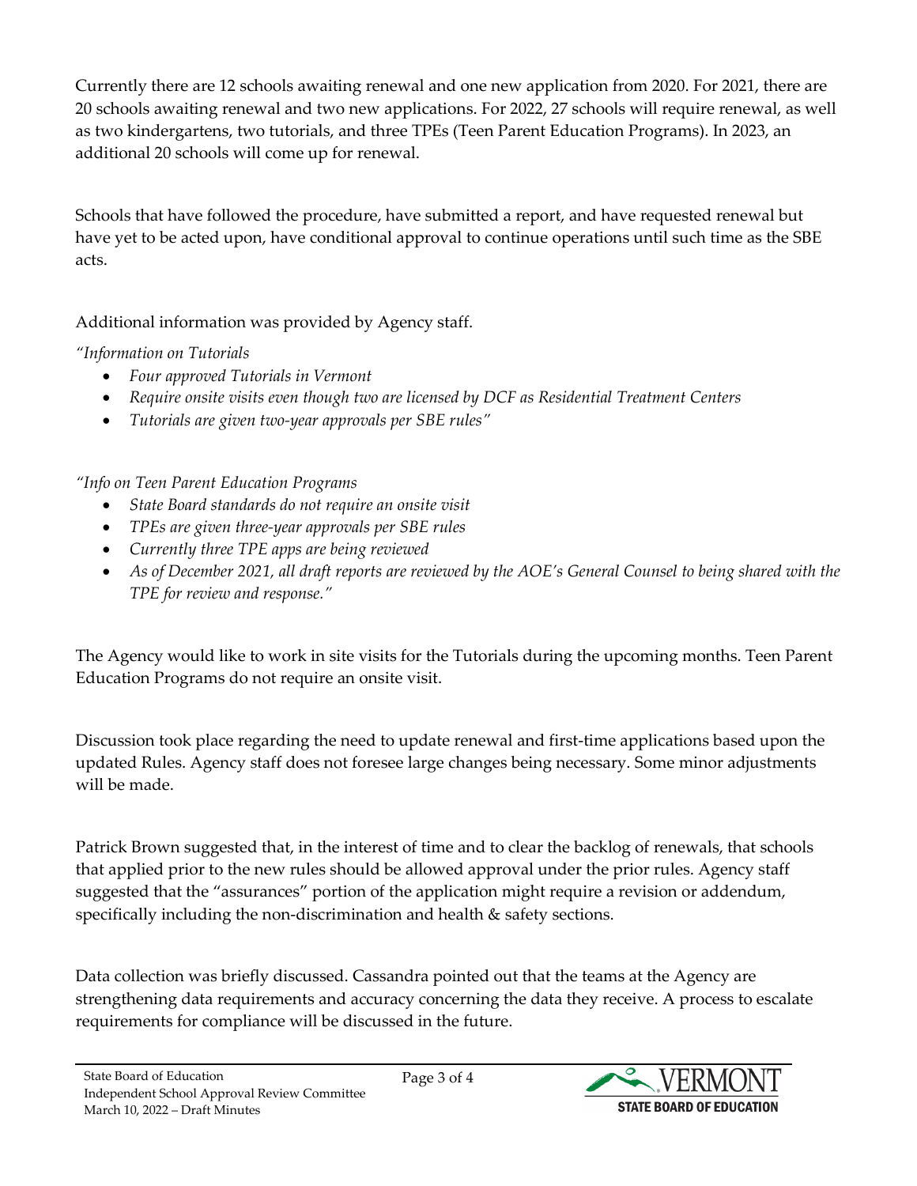Currently there are 12 schools awaiting renewal and one new application from 2020. For 2021, there are 20 schools awaiting renewal and two new applications. For 2022, 27 schools will require renewal, as well as two kindergartens, two tutorials, and three TPEs (Teen Parent Education Programs). In 2023, an additional 20 schools will come up for renewal.

Schools that have followed the procedure, have submitted a report, and have requested renewal but have yet to be acted upon, have conditional approval to continue operations until such time as the SBE acts.

Additional information was provided by Agency staff.

*"Information on Tutorials*

- *Four approved Tutorials in Vermont*
- *Require onsite visits even though two are licensed by DCF as Residential Treatment Centers*
- *Tutorials are given two-year approvals per SBE rules"*

*"Info on Teen Parent Education Programs*

- *State Board standards do not require an onsite visit*
- *TPEs are given three-year approvals per SBE rules*
- *Currently three TPE apps are being reviewed*
- *As of December 2021, all draft reports are reviewed by the AOE's General Counsel to being shared with the TPE for review and response."*

The Agency would like to work in site visits for the Tutorials during the upcoming months. Teen Parent Education Programs do not require an onsite visit.

Discussion took place regarding the need to update renewal and first-time applications based upon the updated Rules. Agency staff does not foresee large changes being necessary. Some minor adjustments will be made.

Patrick Brown suggested that, in the interest of time and to clear the backlog of renewals, that schools that applied prior to the new rules should be allowed approval under the prior rules. Agency staff suggested that the "assurances" portion of the application might require a revision or addendum, specifically including the non-discrimination and health & safety sections.

Data collection was briefly discussed. Cassandra pointed out that the teams at the Agency are strengthening data requirements and accuracy concerning the data they receive. A process to escalate requirements for compliance will be discussed in the future.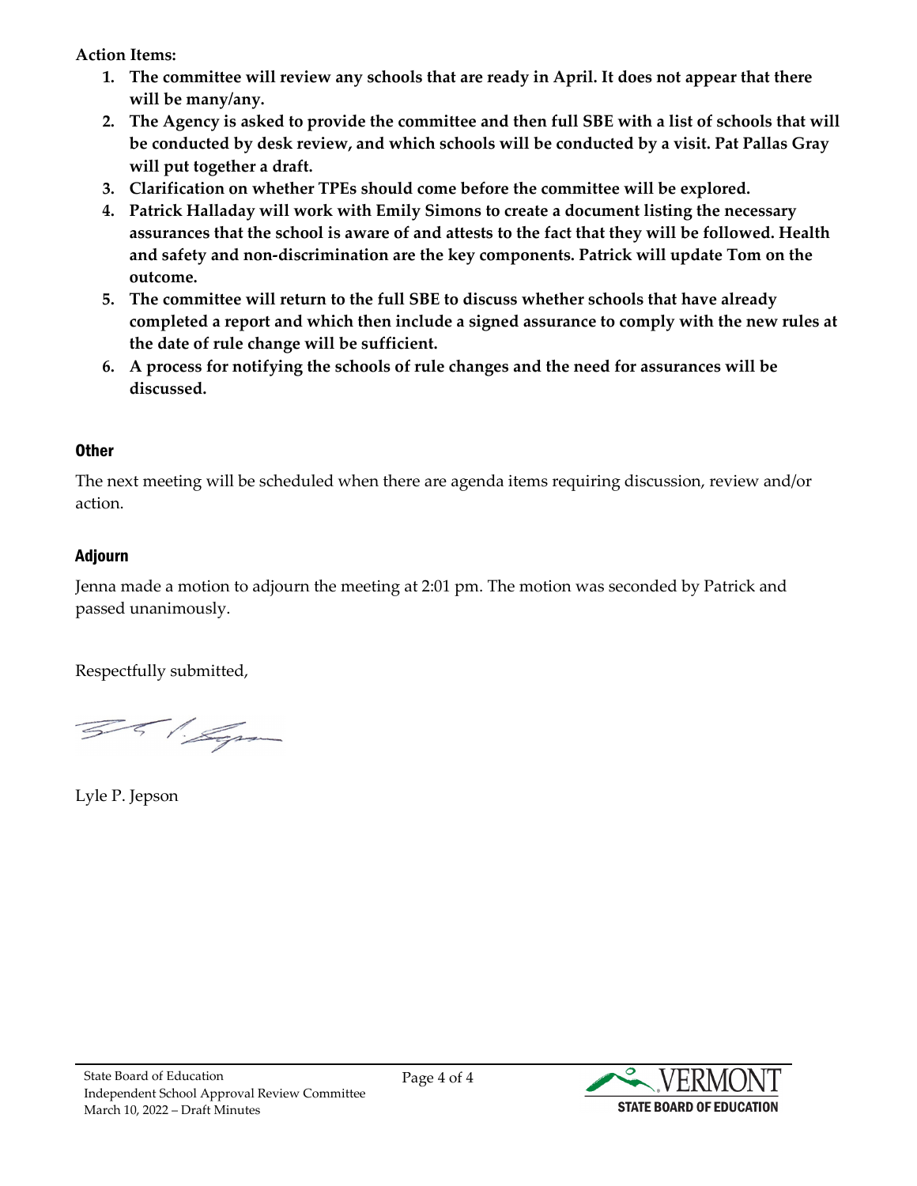**Action Items:**

1. **The committee will review any schools that are ready in April. It does not appear that there will be many/any.**
2. **The Agency is asked to provide the committee and then full SBE with a list of schools that will be conducted by desk review, and which schools will be conducted by a visit. Pat Pallas Gray will put together a draft.**
3. **Clarification on whether TPEs should come before the committee will be explored.**
4. **Patrick Halladay will work with Emily Simons to create a document listing the necessary assurances that the school is aware of and attests to the fact that they will be followed. Health and safety and non-discrimination are the key components. Patrick will update Tom on the outcome.**
5. **The committee will return to the full SBE to discuss whether schools that have already completed a report and which then include a signed assurance to comply with the new rules at the date of rule change will be sufficient.**
6. **A process for notifying the schools of rule changes and the need for assurances will be discussed.**

## Other

The next meeting will be scheduled when there are agenda items requiring discussion, review and/or action.

## Adjourn

Jenna made a motion to adjourn the meeting at 2:01 pm. The motion was seconded by Patrick and passed unanimously.

Respectfully submitted,

Lyle P. Jepson